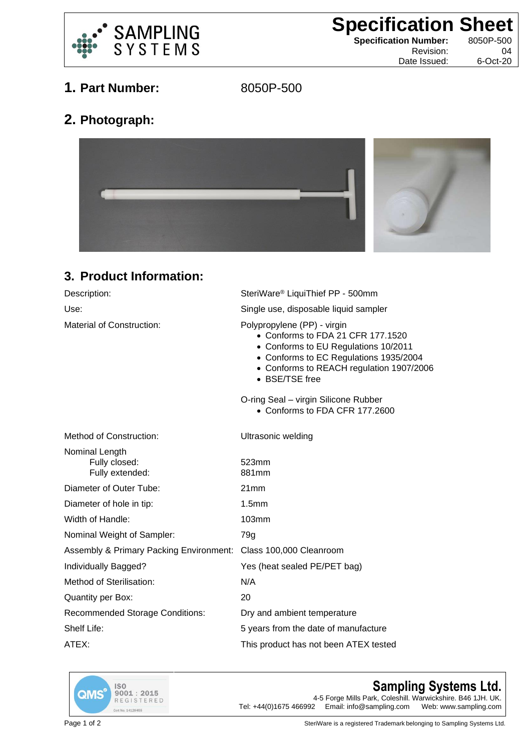**SAMPLING SYSTEMS**

# Specification Sheet

| | |
|---|---|
| **Specification Number:** | 8050P-500 |
| Revision: | 04 |
| Date Issued: | 6-Oct-20 |

## 1. Part Number: 8050P-500

## 2. Photograph:

## 3. Product Information:

| | |
|---|---|
| Description: | SteriWare® LiquiThief PP - 500mm |
| Use: | Single use, disposable liquid sampler |
| Material of Construction: | Polypropylene (PP) - virgin<br>• Conforms to FDA 21 CFR 177.1520<br>• Conforms to EU Regulations 10/2011<br>• Conforms to EC Regulations 1935/2004<br>• Conforms to REACH regulation 1907/2006<br>• BSE/TSE free<br><br>O-ring Seal – virgin Silicone Rubber<br>• Conforms to FDA CFR 177.2600 |
| Method of Construction: | Ultrasonic welding |
| Nominal Length<br>Fully closed:<br>Fully extended: | <br>523mm<br>881mm |
| Diameter of Outer Tube: | 21mm |
| Diameter of hole in tip: | 1.5mm |
| Width of Handle: | 103mm |
| Nominal Weight of Sampler: | 79g |
| Assembly & Primary Packing Environment: | Class 100,000 Cleanroom |
| Individually Bagged? | Yes (heat sealed PE/PET bag) |
| Method of Sterilisation: | N/A |
| Quantity per Box: | 20 |
| Recommended Storage Conditions: | Dry and ambient temperature |
| Shelf Life: | 5 years from the date of manufacture |
| ATEX: | This product has not been ATEX tested |

QMS ISO 9001 : 2015 REGISTERED Cert No. 14128455

**Sampling Systems Ltd.**
4-5 Forge Mills Park, Coleshill. Warwickshire. B46 1JH. UK.
Tel: +44(0)1675 466992 Email: info@sampling.com Web: www.sampling.com

SteriWare is a registered Trademark belonging to Sampling Systems Ltd.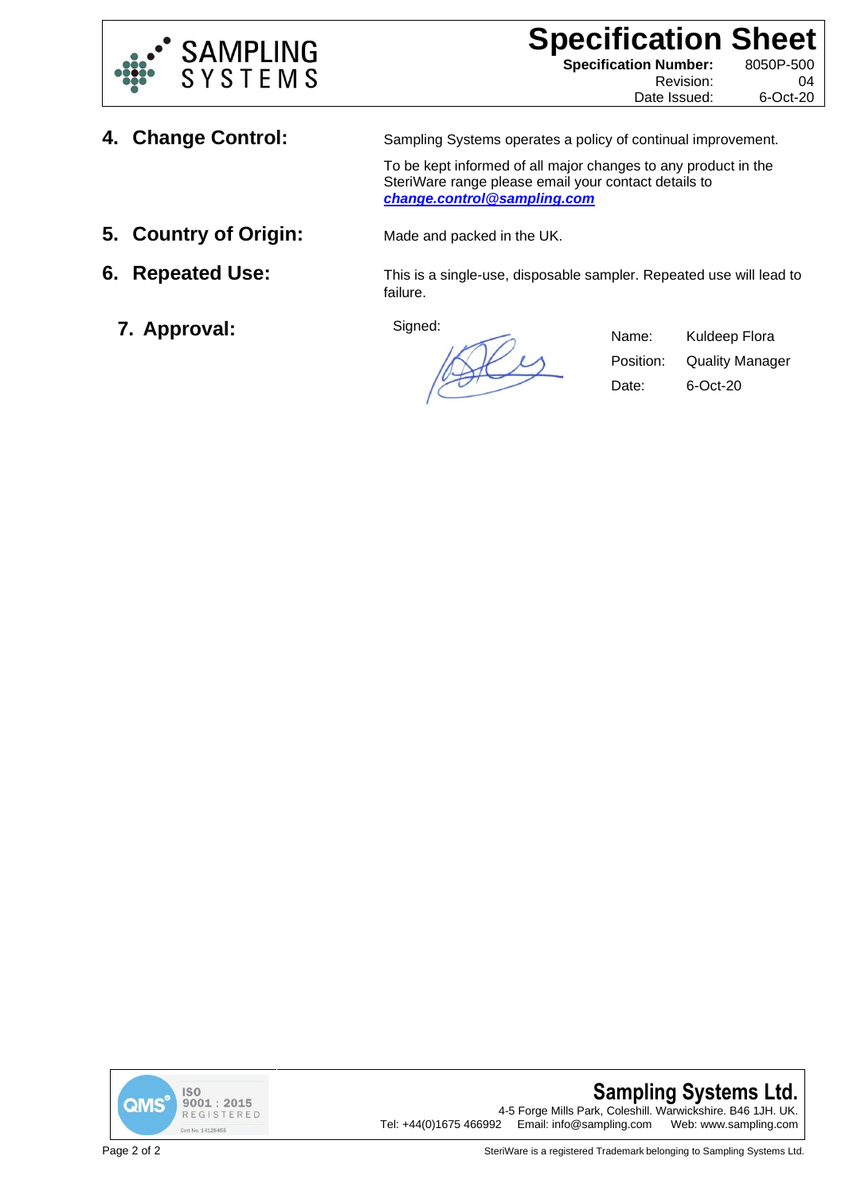## 4. Change Control:

Sampling Systems operates a policy of continual improvement.

To be kept informed of all major changes to any product in the SteriWare range please email your contact details to ***change.control@sampling.com***

## 5. Country of Origin:

Made and packed in the UK.

## 6. Repeated Use:

This is a single-use, disposable sampler. Repeated use will lead to failure.

## 7. Approval:

Signed:

| | |
|---|---|
| Name: | Kuldeep Flora |
| Position: | Quality Manager |
| Date: | 6-Oct-20 |